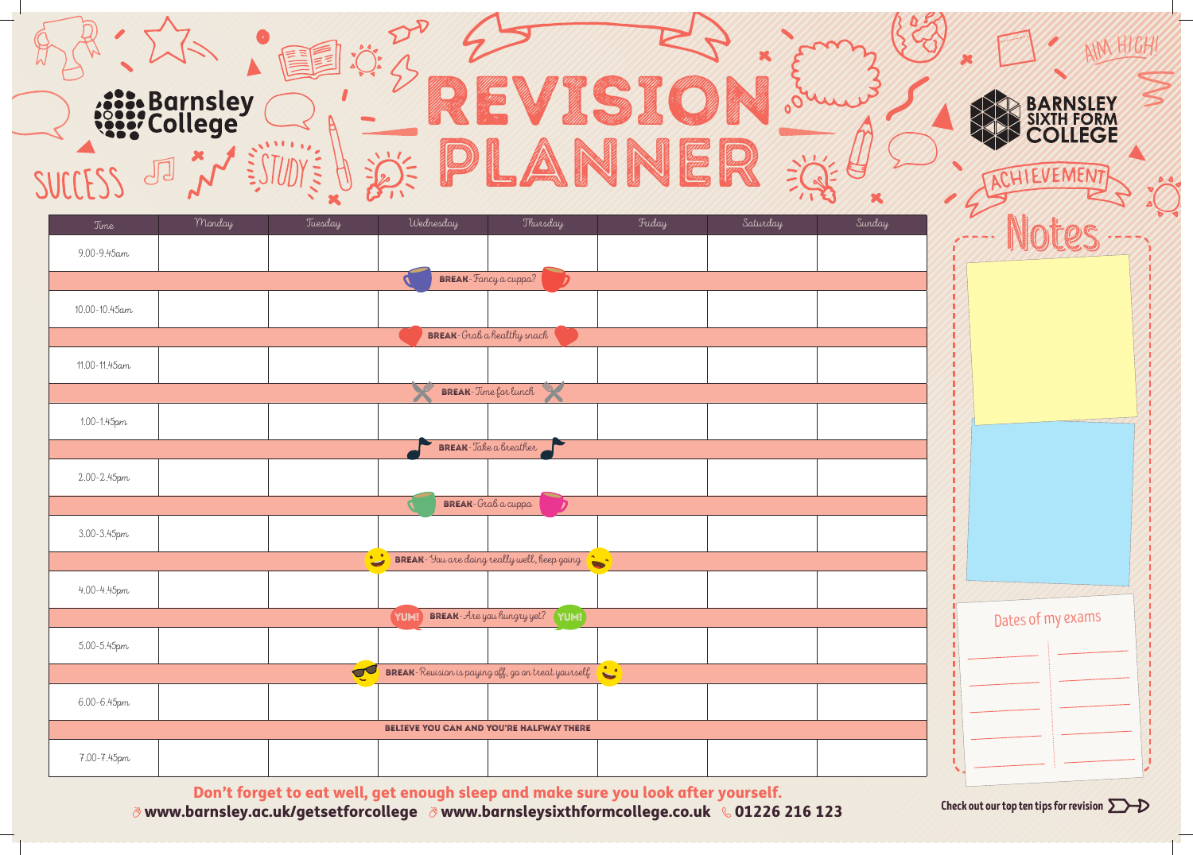Barnsley College

# REVISION PLANNER

BARNSLEY SIXTH FORM COLLEGE

| Time | Monday | Tuesday | Wednesday | Thursday | Friday | Saturday | Sunday |
|---|---|---|---|---|---|---|---|
| 9.00-9.45am | | | | | | | |
| **BREAK** - Fancy a cuppa? | | | | | | | |
| 10.00-10.45am | | | | | | | |
| **BREAK** - Grab a healthy snack | | | | | | | |
| 11.00-11.45am | | | | | | | |
| **BREAK** - Time for lunch | | | | | | | |
| 1.00-1.45pm | | | | | | | |
| **BREAK** - Take a breather | | | | | | | |
| 2.00-2.45pm | | | | | | | |
| **BREAK** - Grab a cuppa | | | | | | | |
| 3.00-3.45pm | | | | | | | |
| **BREAK** - You are doing really well, keep going | | | | | | | |
| 4.00-4.45pm | | | | | | | |
| **BREAK** - Are you hungry yet? | | | | | | | |
| 5.00-5.45pm | | | | | | | |
| **BREAK** - Revision is paying off, go on treat yourself | | | | | | | |
| 6.00-6.45pm | | | | | | | |
| **BELIEVE YOU CAN AND YOU'RE HALFWAY THERE** | | | | | | | |
| 7.00-7.45pm | | | | | | | |

## Notes

Dates of my exams

**Don't forget to eat well, get enough sleep and make sure you look after yourself.**

www.barnsley.ac.uk/getsetforcollege www.barnsleysixthformcollege.co.uk 01226 216 123

Check out our top ten tips for revision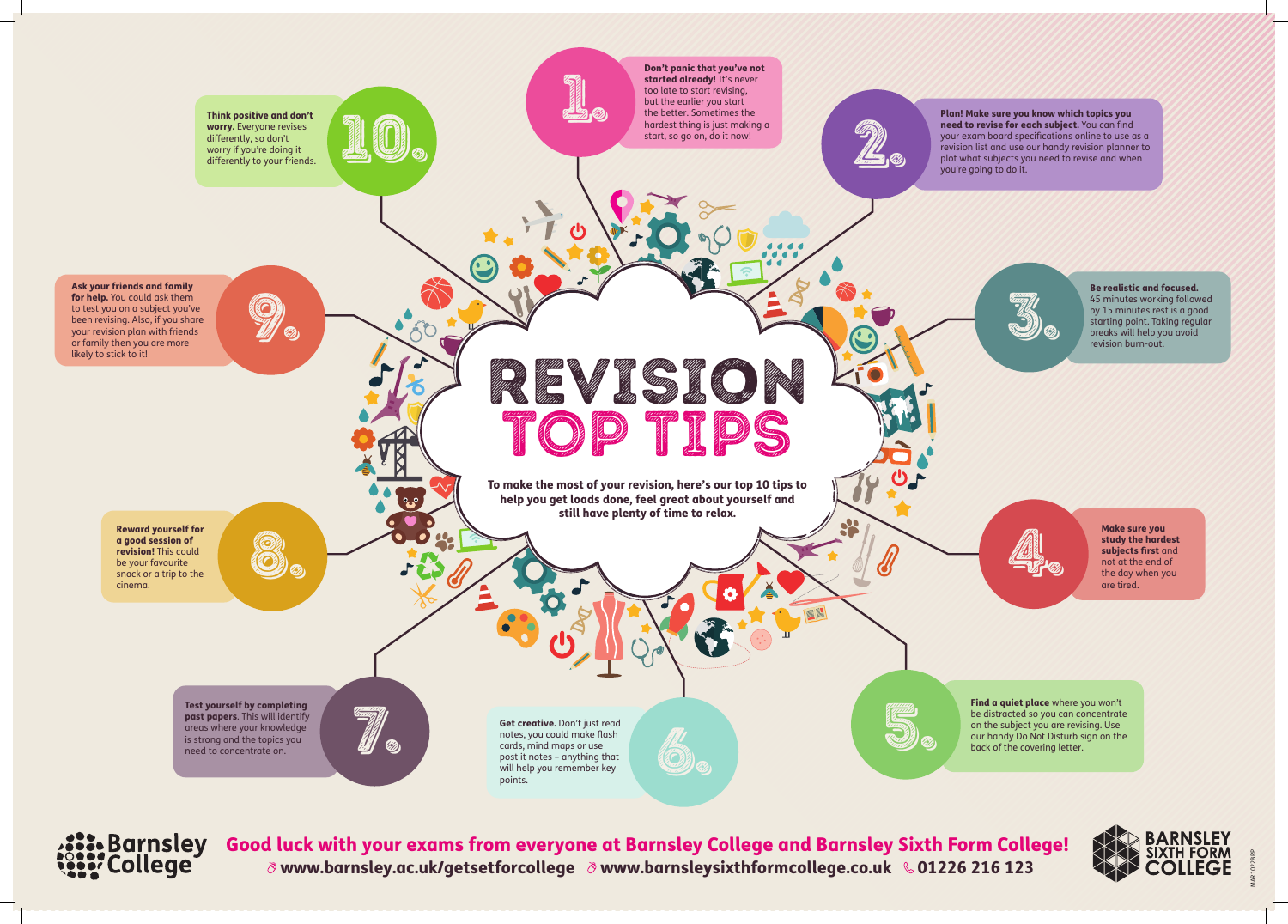# REVISION TOP TIPS

**To make the most of your revision, here's our top 10 tips to help you get loads done, feel great about yourself and still have plenty of time to relax.**

1. **Don't panic that you've not started already!** It's never too late to start revising, but the earlier you start the better. Sometimes the hardest thing is just making a start, so go on, do it now!

2. **Plan! Make sure you know which topics you need to revise for each subject.** You can find your exam board specifications online to use as a revision list and use our handy revision planner to plot what subjects you need to revise and when you're going to do it.

3. **Be realistic and focused.** 45 minutes working followed by 15 minutes rest is a good starting point. Taking regular breaks will help you avoid revision burn-out.

4. **Make sure you study the hardest subjects first** and not at the end of the day when you are tired.

5. **Find a quiet place** where you won't be distracted so you can concentrate on the subject you are revising. Use our handy Do Not Disturb sign on the back of the covering letter.

6. **Get creative.** Don't just read notes, you could make flash cards, mind maps or use post it notes – anything that will help you remember key points.

7. **Test yourself by completing past papers**. This will identify areas where your knowledge is strong and the topics you need to concentrate on.

8. **Reward yourself for a good session of revision!** This could be your favourite snack or a trip to the cinema.

9. **Ask your friends and family for help.** You could ask them to test you on a subject you've been revising. Also, if you share your revision plan with friends or family then you are more likely to stick to it!

10. **Think positive and don't worry.** Everyone revises differently, so don't worry if you're doing it differently to your friends.

Barnsley College

**Good luck with your exams from everyone at Barnsley College and Barnsley Sixth Form College!**

www.barnsley.ac.uk/getsetforcollege www.barnsleysixthformcollege.co.uk 01226 216 123

BARNSLEY SIXTH FORM COLLEGE

MAR1022BSF